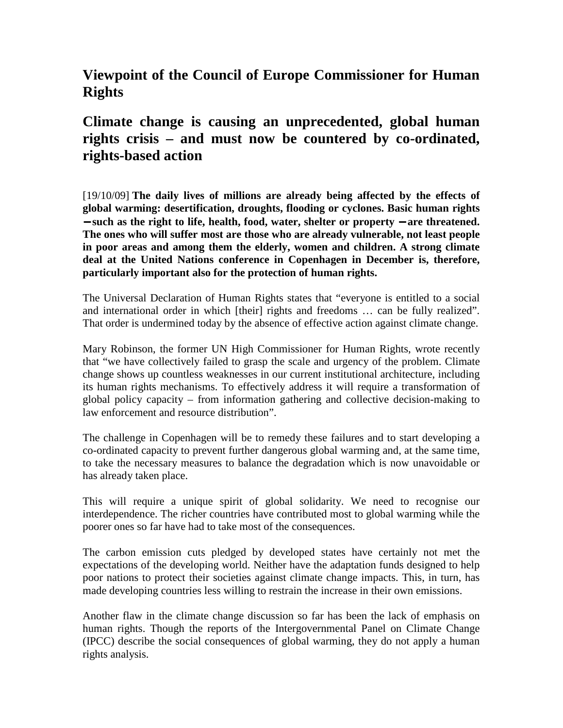# Viewpoint of the Council of Europe Commissioner for Human Rights

## Climate change is causing an unprecedented, global human rights crisis – and must now be countered by co-ordinated, rights-based action

[19/10/09] **The daily lives of millions are already being affected by the effects of global warming: desertification, droughts, flooding or cyclones. Basic human rights – such as the right to life, health, food, water, shelter or property – are threatened. The ones who will suffer most are those who are already vulnerable, not least people in poor areas and among them the elderly, women and children. A strong climate deal at the United Nations conference in Copenhagen in December is, therefore, particularly important also for the protection of human rights.**

The Universal Declaration of Human Rights states that "everyone is entitled to a social and international order in which [their] rights and freedoms … can be fully realized". That order is undermined today by the absence of effective action against climate change.

Mary Robinson, the former UN High Commissioner for Human Rights, wrote recently that "we have collectively failed to grasp the scale and urgency of the problem. Climate change shows up countless weaknesses in our current institutional architecture, including its human rights mechanisms. To effectively address it will require a transformation of global policy capacity – from information gathering and collective decision-making to law enforcement and resource distribution".

The challenge in Copenhagen will be to remedy these failures and to start developing a co-ordinated capacity to prevent further dangerous global warming and, at the same time, to take the necessary measures to balance the degradation which is now unavoidable or has already taken place.

This will require a unique spirit of global solidarity. We need to recognise our interdependence. The richer countries have contributed most to global warming while the poorer ones so far have had to take most of the consequences.

The carbon emission cuts pledged by developed states have certainly not met the expectations of the developing world. Neither have the adaptation funds designed to help poor nations to protect their societies against climate change impacts. This, in turn, has made developing countries less willing to restrain the increase in their own emissions.

Another flaw in the climate change discussion so far has been the lack of emphasis on human rights. Though the reports of the Intergovernmental Panel on Climate Change (IPCC) describe the social consequences of global warming, they do not apply a human rights analysis.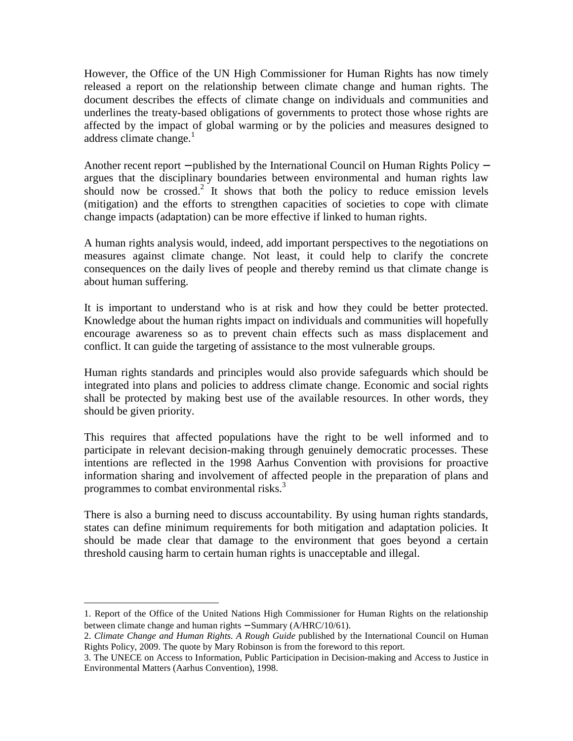However, the Office of the UN High Commissioner for Human Rights has now timely released a report on the relationship between climate change and human rights. The document describes the effects of climate change on individuals and communities and underlines the treaty-based obligations of governments to protect those whose rights are affected by the impact of global warming or by the policies and measures designed to address climate change.[1]

Another recent report – published by the International Council on Human Rights Policy – argues that the disciplinary boundaries between environmental and human rights law should now be crossed.[2] It shows that both the policy to reduce emission levels (mitigation) and the efforts to strengthen capacities of societies to cope with climate change impacts (adaptation) can be more effective if linked to human rights.

A human rights analysis would, indeed, add important perspectives to the negotiations on measures against climate change. Not least, it could help to clarify the concrete consequences on the daily lives of people and thereby remind us that climate change is about human suffering.

It is important to understand who is at risk and how they could be better protected. Knowledge about the human rights impact on individuals and communities will hopefully encourage awareness so as to prevent chain effects such as mass displacement and conflict. It can guide the targeting of assistance to the most vulnerable groups.

Human rights standards and principles would also provide safeguards which should be integrated into plans and policies to address climate change. Economic and social rights shall be protected by making best use of the available resources. In other words, they should be given priority.

This requires that affected populations have the right to be well informed and to participate in relevant decision-making through genuinely democratic processes. These intentions are reflected in the 1998 Aarhus Convention with provisions for proactive information sharing and involvement of affected people in the preparation of plans and programmes to combat environmental risks.[3]

There is also a burning need to discuss accountability. By using human rights standards, states can define minimum requirements for both mitigation and adaptation policies. It should be made clear that damage to the environment that goes beyond a certain threshold causing harm to certain human rights is unacceptable and illegal.

---

1. Report of the Office of the United Nations High Commissioner for Human Rights on the relationship between climate change and human rights – Summary (A/HRC/10/61).

2. *Climate Change and Human Rights. A Rough Guide* published by the International Council on Human Rights Policy, 2009. The quote by Mary Robinson is from the foreword to this report.

3. The UNECE on Access to Information, Public Participation in Decision-making and Access to Justice in Environmental Matters (Aarhus Convention), 1998.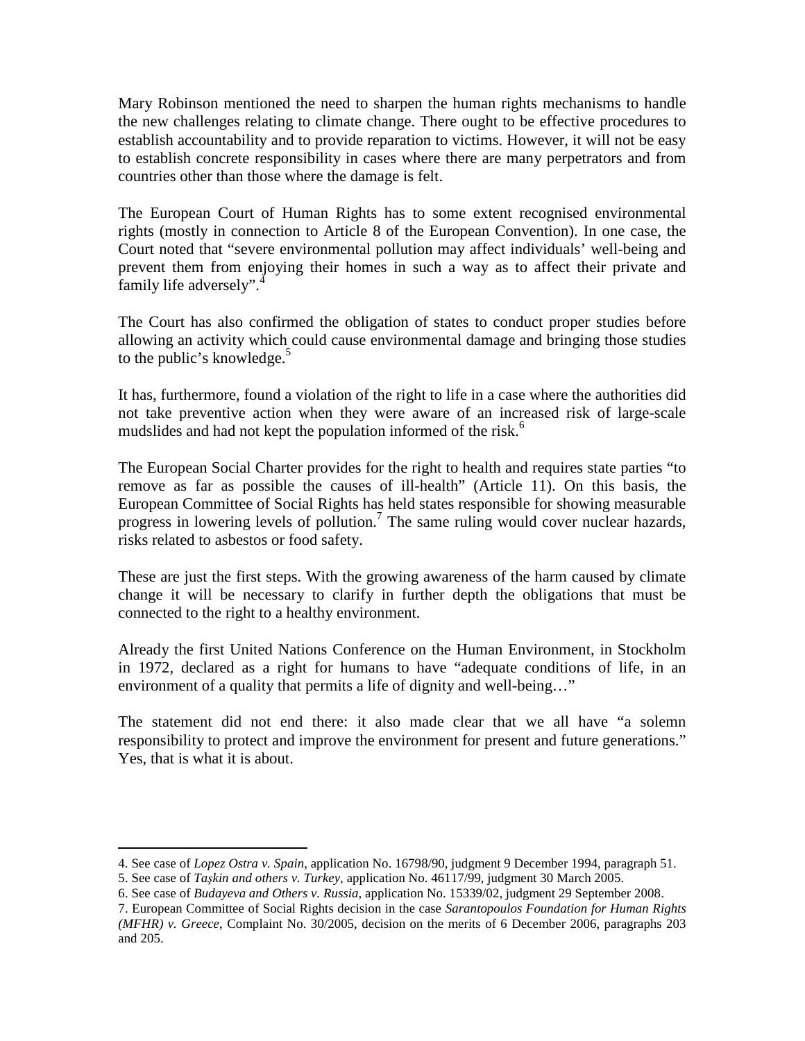Mary Robinson mentioned the need to sharpen the human rights mechanisms to handle the new challenges relating to climate change. There ought to be effective procedures to establish accountability and to provide reparation to victims. However, it will not be easy to establish concrete responsibility in cases where there are many perpetrators and from countries other than those where the damage is felt.

The European Court of Human Rights has to some extent recognised environmental rights (mostly in connection to Article 8 of the European Convention). In one case, the Court noted that "severe environmental pollution may affect individuals' well-being and prevent them from enjoying their homes in such a way as to affect their private and family life adversely".[4]

The Court has also confirmed the obligation of states to conduct proper studies before allowing an activity which could cause environmental damage and bringing those studies to the public's knowledge.[5]

It has, furthermore, found a violation of the right to life in a case where the authorities did not take preventive action when they were aware of an increased risk of large-scale mudslides and had not kept the population informed of the risk.[6]

The European Social Charter provides for the right to health and requires state parties "to remove as far as possible the causes of ill-health" (Article 11). On this basis, the European Committee of Social Rights has held states responsible for showing measurable progress in lowering levels of pollution.[7] The same ruling would cover nuclear hazards, risks related to asbestos or food safety.

These are just the first steps. With the growing awareness of the harm caused by climate change it will be necessary to clarify in further depth the obligations that must be connected to the right to a healthy environment.

Already the first United Nations Conference on the Human Environment, in Stockholm in 1972, declared as a right for humans to have "adequate conditions of life, in an environment of a quality that permits a life of dignity and well-being…"

The statement did not end there: it also made clear that we all have "a solemn responsibility to protect and improve the environment for present and future generations." Yes, that is what it is about.

---

4. See case of *Lopez Ostra v. Spain*, application No. 16798/90, judgment 9 December 1994, paragraph 51.

5. See case of *Taşkin and others v. Turkey*, application No. 46117/99, judgment 30 March 2005.

6. See case of *Budayeva and Others v. Russia*, application No. 15339/02, judgment 29 September 2008.

7. European Committee of Social Rights decision in the case *Sarantopoulos Foundation for Human Rights (MFHR) v. Greece*, Complaint No. 30/2005, decision on the merits of 6 December 2006, paragraphs 203 and 205.